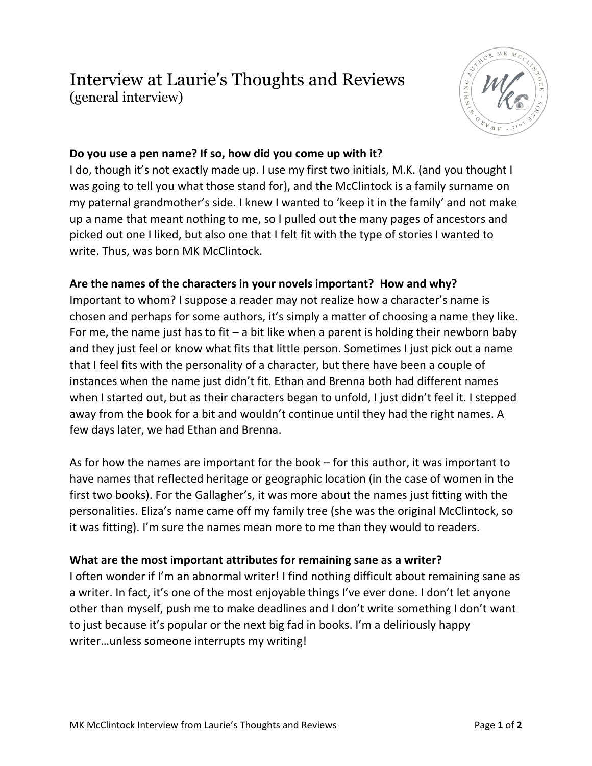# Interview at Laurie's Thoughts and Reviews
(general interview)

**Do you use a pen name? If so, how did you come up with it?**
I do, though it's not exactly made up. I use my first two initials, M.K. (and you thought I was going to tell you what those stand for), and the McClintock is a family surname on my paternal grandmother's side. I knew I wanted to 'keep it in the family' and not make up a name that meant nothing to me, so I pulled out the many pages of ancestors and picked out one I liked, but also one that I felt fit with the type of stories I wanted to write. Thus, was born MK McClintock.

**Are the names of the characters in your novels important? How and why?**
Important to whom? I suppose a reader may not realize how a character's name is chosen and perhaps for some authors, it's simply a matter of choosing a name they like. For me, the name just has to fit – a bit like when a parent is holding their newborn baby and they just feel or know what fits that little person. Sometimes I just pick out a name that I feel fits with the personality of a character, but there have been a couple of instances when the name just didn't fit. Ethan and Brenna both had different names when I started out, but as their characters began to unfold, I just didn't feel it. I stepped away from the book for a bit and wouldn't continue until they had the right names. A few days later, we had Ethan and Brenna.

As for how the names are important for the book – for this author, it was important to have names that reflected heritage or geographic location (in the case of women in the first two books). For the Gallagher's, it was more about the names just fitting with the personalities. Eliza's name came off my family tree (she was the original McClintock, so it was fitting). I'm sure the names mean more to me than they would to readers.

**What are the most important attributes for remaining sane as a writer?**
I often wonder if I'm an abnormal writer! I find nothing difficult about remaining sane as a writer. In fact, it's one of the most enjoyable things I've ever done. I don't let anyone other than myself, push me to make deadlines and I don't write something I don't want to just because it's popular or the next big fad in books. I'm a deliriously happy writer…unless someone interrupts my writing!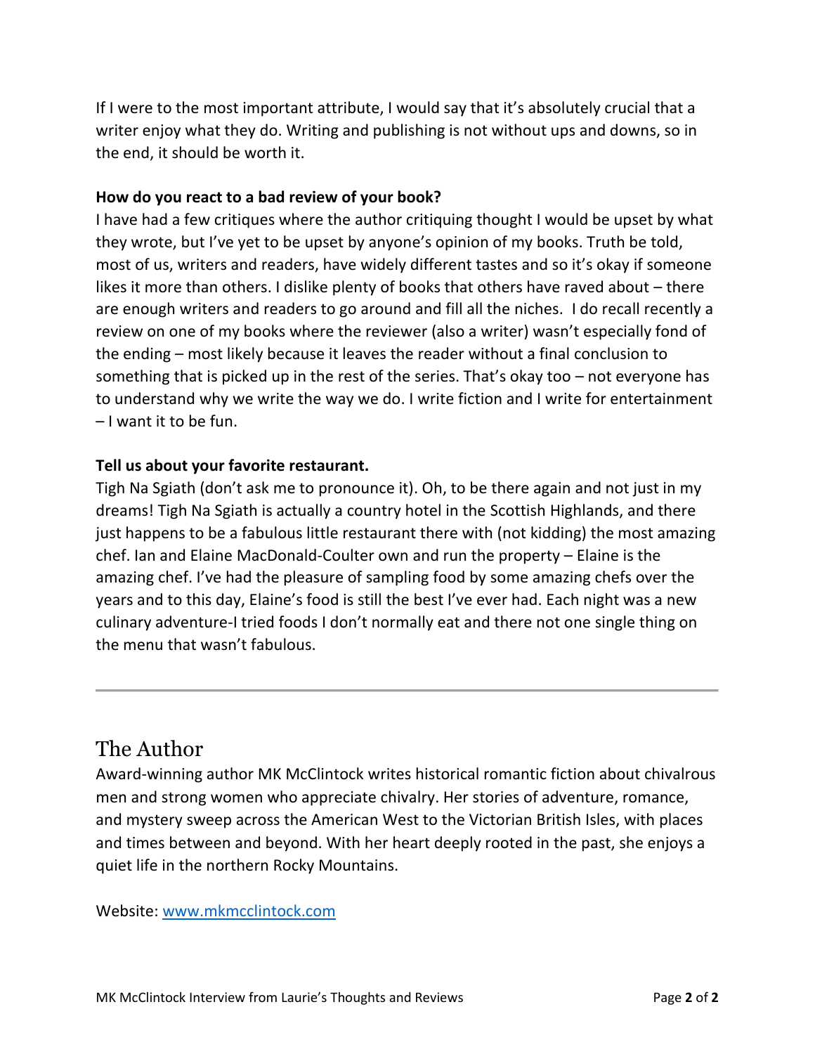If I were to the most important attribute, I would say that it's absolutely crucial that a writer enjoy what they do. Writing and publishing is not without ups and downs, so in the end, it should be worth it.

**How do you react to a bad review of your book?**

I have had a few critiques where the author critiquing thought I would be upset by what they wrote, but I've yet to be upset by anyone's opinion of my books. Truth be told, most of us, writers and readers, have widely different tastes and so it's okay if someone likes it more than others. I dislike plenty of books that others have raved about – there are enough writers and readers to go around and fill all the niches. I do recall recently a review on one of my books where the reviewer (also a writer) wasn't especially fond of the ending – most likely because it leaves the reader without a final conclusion to something that is picked up in the rest of the series. That's okay too – not everyone has to understand why we write the way we do. I write fiction and I write for entertainment – I want it to be fun.

**Tell us about your favorite restaurant.**

Tigh Na Sgiath (don't ask me to pronounce it). Oh, to be there again and not just in my dreams! Tigh Na Sgiath is actually a country hotel in the Scottish Highlands, and there just happens to be a fabulous little restaurant there with (not kidding) the most amazing chef. Ian and Elaine MacDonald-Coulter own and run the property – Elaine is the amazing chef. I've had the pleasure of sampling food by some amazing chefs over the years and to this day, Elaine's food is still the best I've ever had. Each night was a new culinary adventure-I tried foods I don't normally eat and there not one single thing on the menu that wasn't fabulous.

---

## The Author

Award-winning author MK McClintock writes historical romantic fiction about chivalrous men and strong women who appreciate chivalry. Her stories of adventure, romance, and mystery sweep across the American West to the Victorian British Isles, with places and times between and beyond. With her heart deeply rooted in the past, she enjoys a quiet life in the northern Rocky Mountains.

Website: [www.mkmcclintock.com](http://www.mkmcclintock.com)